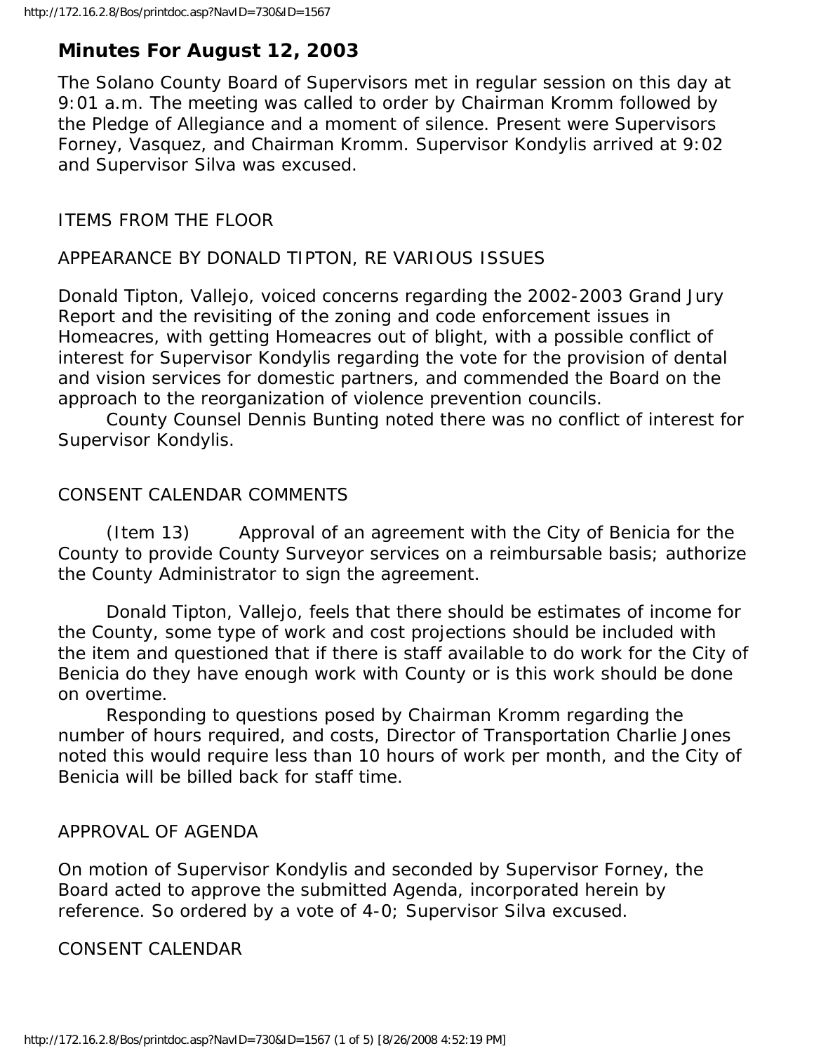# Minutes For August 12, 2003

The Solano County Board of Supervisors met in regular session on this day at 9:01 a.m. The meeting was called to order by Chairman Kromm followed by the Pledge of Allegiance and a moment of silence. Present were Supervisors Forney, Vasquez, and Chairman Kromm. Supervisor Kondylis arrived at 9:02 and Supervisor Silva was excused.

ITEMS FROM THE FLOOR

APPEARANCE BY DONALD TIPTON, RE VARIOUS ISSUES

Donald Tipton, Vallejo, voiced concerns regarding the 2002-2003 Grand Jury Report and the revisiting of the zoning and code enforcement issues in Homeacres, with getting Homeacres out of blight, with a possible conflict of interest for Supervisor Kondylis regarding the vote for the provision of dental and vision services for domestic partners, and commended the Board on the approach to the reorganization of violence prevention councils.

County Counsel Dennis Bunting noted there was no conflict of interest for Supervisor Kondylis.

CONSENT CALENDAR COMMENTS

(Item 13) Approval of an agreement with the City of Benicia for the County to provide County Surveyor services on a reimbursable basis; authorize the County Administrator to sign the agreement.

Donald Tipton, Vallejo, feels that there should be estimates of income for the County, some type of work and cost projections should be included with the item and questioned that if there is staff available to do work for the City of Benicia do they have enough work with County or is this work should be done on overtime.

Responding to questions posed by Chairman Kromm regarding the number of hours required, and costs, Director of Transportation Charlie Jones noted this would require less than 10 hours of work per month, and the City of Benicia will be billed back for staff time.

APPROVAL OF AGENDA

On motion of Supervisor Kondylis and seconded by Supervisor Forney, the Board acted to approve the submitted Agenda, incorporated herein by reference. So ordered by a vote of 4-0; Supervisor Silva excused.

CONSENT CALENDAR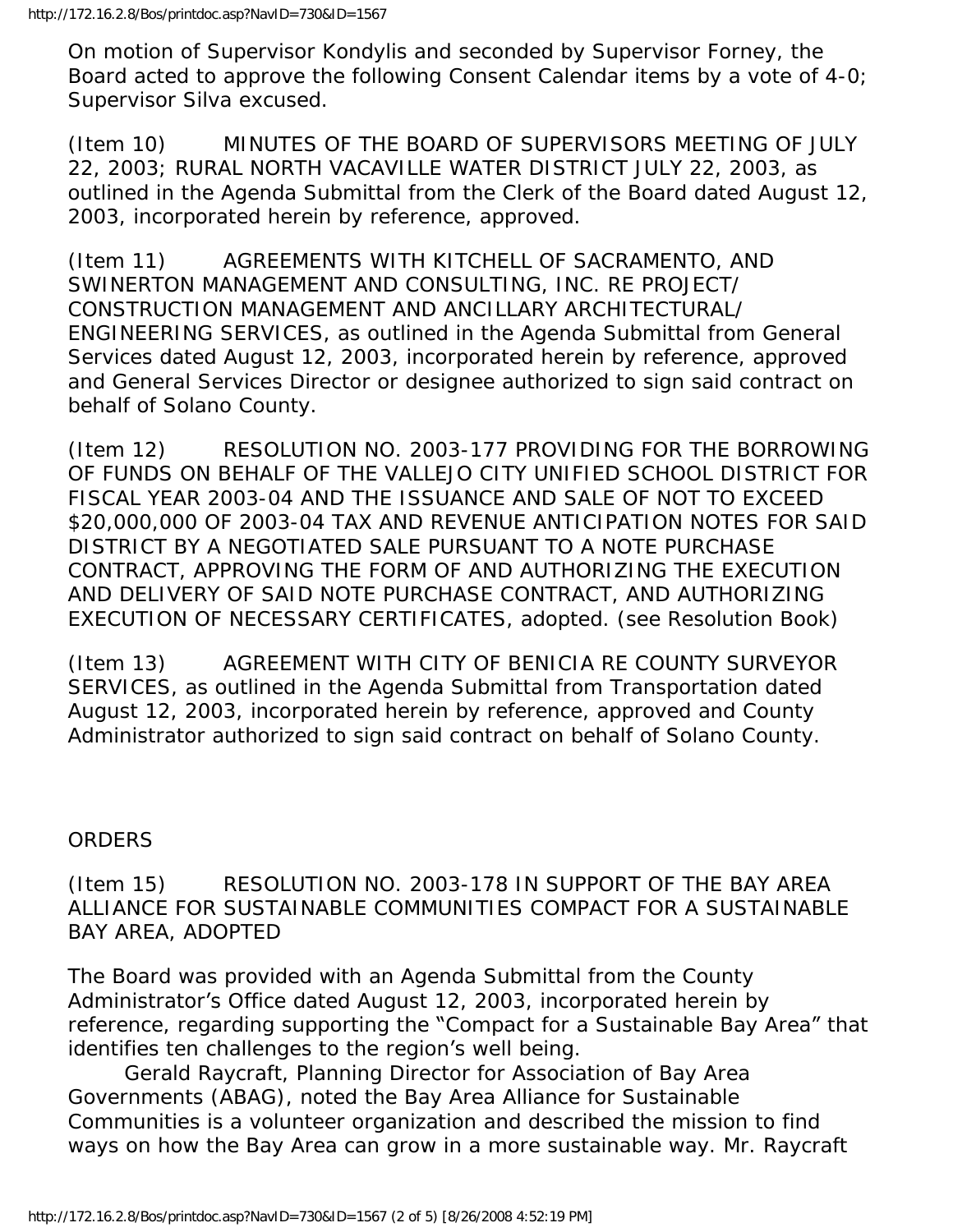On motion of Supervisor Kondylis and seconded by Supervisor Forney, the Board acted to approve the following Consent Calendar items by a vote of 4-0; Supervisor Silva excused.

(Item 10) MINUTES OF THE BOARD OF SUPERVISORS MEETING OF JULY 22, 2003; RURAL NORTH VACAVILLE WATER DISTRICT JULY 22, 2003, as outlined in the Agenda Submittal from the Clerk of the Board dated August 12, 2003, incorporated herein by reference, approved.

(Item 11) AGREEMENTS WITH KITCHELL OF SACRAMENTO, AND SWINERTON MANAGEMENT AND CONSULTING, INC. RE PROJECT/ CONSTRUCTION MANAGEMENT AND ANCILLARY ARCHITECTURAL/ ENGINEERING SERVICES, as outlined in the Agenda Submittal from General Services dated August 12, 2003, incorporated herein by reference, approved and General Services Director or designee authorized to sign said contract on behalf of Solano County.

(Item 12) RESOLUTION NO. 2003-177 PROVIDING FOR THE BORROWING OF FUNDS ON BEHALF OF THE VALLEJO CITY UNIFIED SCHOOL DISTRICT FOR FISCAL YEAR 2003-04 AND THE ISSUANCE AND SALE OF NOT TO EXCEED $20,000,000 OF 2003-04 TAX AND REVENUE ANTICIPATION NOTES FOR SAID DISTRICT BY A NEGOTIATED SALE PURSUANT TO A NOTE PURCHASE CONTRACT, APPROVING THE FORM OF AND AUTHORIZING THE EXECUTION AND DELIVERY OF SAID NOTE PURCHASE CONTRACT, AND AUTHORIZING EXECUTION OF NECESSARY CERTIFICATES, adopted. (see Resolution Book)

(Item 13) AGREEMENT WITH CITY OF BENICIA RE COUNTY SURVEYOR SERVICES, as outlined in the Agenda Submittal from Transportation dated August 12, 2003, incorporated herein by reference, approved and County Administrator authorized to sign said contract on behalf of Solano County.

ORDERS

(Item 15) RESOLUTION NO. 2003-178 IN SUPPORT OF THE BAY AREA ALLIANCE FOR SUSTAINABLE COMMUNITIES COMPACT FOR A SUSTAINABLE BAY AREA, ADOPTED

The Board was provided with an Agenda Submittal from the County Administrator's Office dated August 12, 2003, incorporated herein by reference, regarding supporting the "Compact for a Sustainable Bay Area" that identifies ten challenges to the region's well being.

Gerald Raycraft, Planning Director for Association of Bay Area Governments (ABAG), noted the Bay Area Alliance for Sustainable Communities is a volunteer organization and described the mission to find ways on how the Bay Area can grow in a more sustainable way. Mr. Raycraft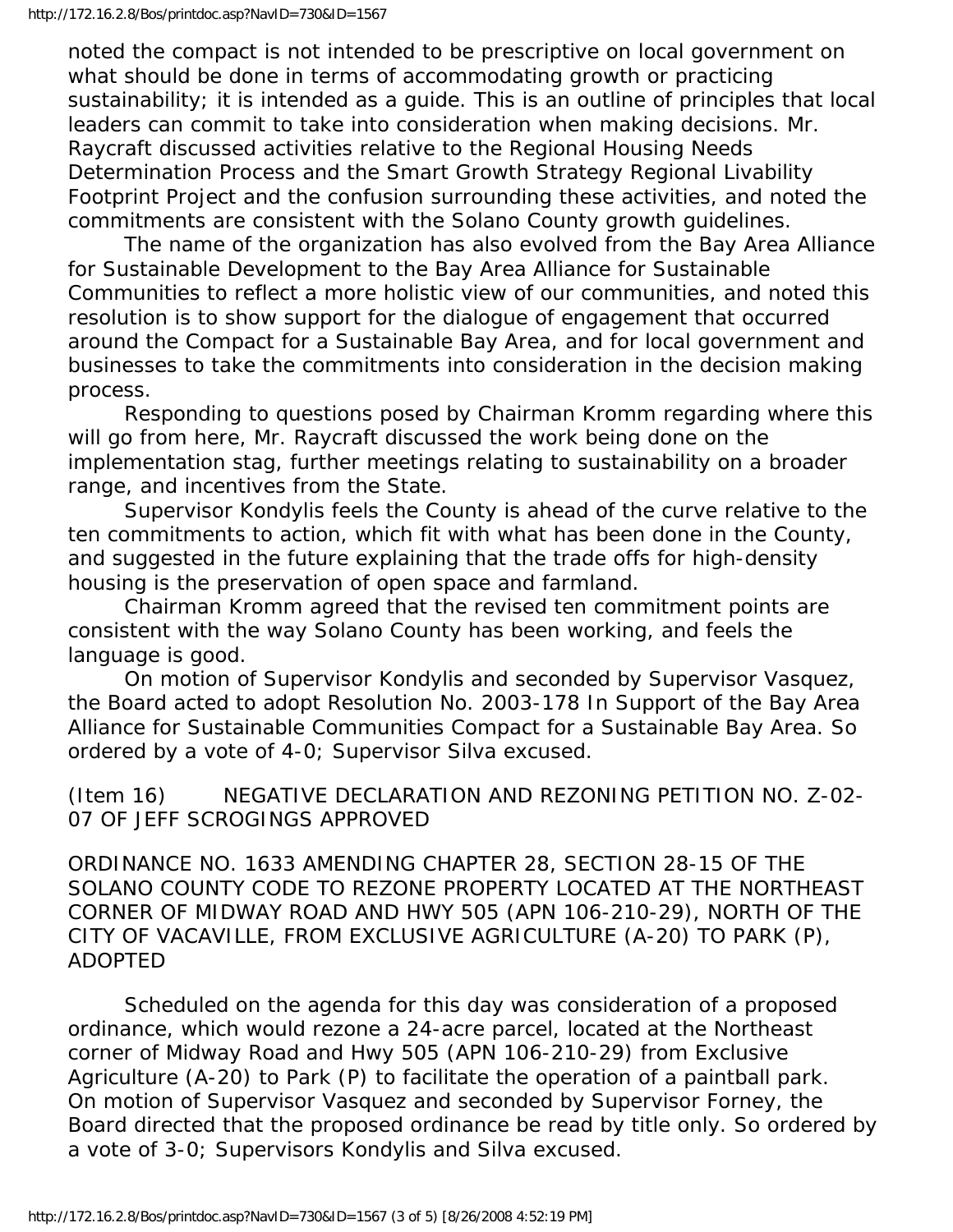noted the compact is not intended to be prescriptive on local government on what should be done in terms of accommodating growth or practicing sustainability; it is intended as a guide. This is an outline of principles that local leaders can commit to take into consideration when making decisions. Mr. Raycraft discussed activities relative to the Regional Housing Needs Determination Process and the Smart Growth Strategy Regional Livability Footprint Project and the confusion surrounding these activities, and noted the commitments are consistent with the Solano County growth guidelines.

The name of the organization has also evolved from the Bay Area Alliance for Sustainable Development to the Bay Area Alliance for Sustainable Communities to reflect a more holistic view of our communities, and noted this resolution is to show support for the dialogue of engagement that occurred around the Compact for a Sustainable Bay Area, and for local government and businesses to take the commitments into consideration in the decision making process.

Responding to questions posed by Chairman Kromm regarding where this will go from here, Mr. Raycraft discussed the work being done on the implementation stag, further meetings relating to sustainability on a broader range, and incentives from the State.

Supervisor Kondylis feels the County is ahead of the curve relative to the ten commitments to action, which fit with what has been done in the County, and suggested in the future explaining that the trade offs for high-density housing is the preservation of open space and farmland.

Chairman Kromm agreed that the revised ten commitment points are consistent with the way Solano County has been working, and feels the language is good.

On motion of Supervisor Kondylis and seconded by Supervisor Vasquez, the Board acted to adopt Resolution No. 2003-178 In Support of the Bay Area Alliance for Sustainable Communities Compact for a Sustainable Bay Area. So ordered by a vote of 4-0; Supervisor Silva excused.

(Item 16) NEGATIVE DECLARATION AND REZONING PETITION NO. Z-02-07 OF JEFF SCROGINGS APPROVED

ORDINANCE NO. 1633 AMENDING CHAPTER 28, SECTION 28-15 OF THE SOLANO COUNTY CODE TO REZONE PROPERTY LOCATED AT THE NORTHEAST CORNER OF MIDWAY ROAD AND HWY 505 (APN 106-210-29), NORTH OF THE CITY OF VACAVILLE, FROM EXCLUSIVE AGRICULTURE (A-20) TO PARK (P), ADOPTED

Scheduled on the agenda for this day was consideration of a proposed ordinance, which would rezone a 24-acre parcel, located at the Northeast corner of Midway Road and Hwy 505 (APN 106-210-29) from Exclusive Agriculture (A-20) to Park (P) to facilitate the operation of a paintball park. On motion of Supervisor Vasquez and seconded by Supervisor Forney, the Board directed that the proposed ordinance be read by title only. So ordered by a vote of 3-0; Supervisors Kondylis and Silva excused.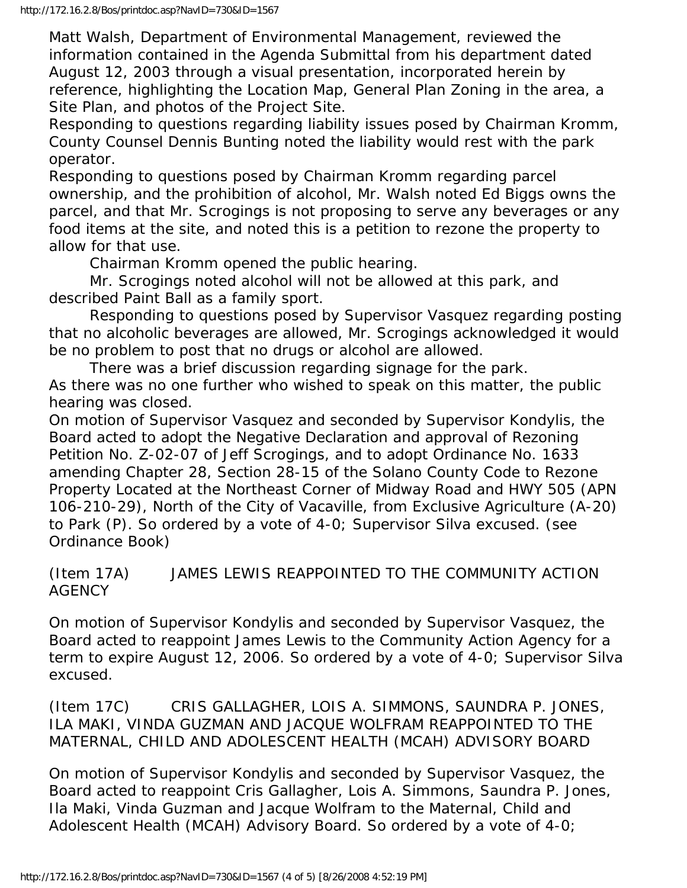Matt Walsh, Department of Environmental Management, reviewed the information contained in the Agenda Submittal from his department dated August 12, 2003 through a visual presentation, incorporated herein by reference, highlighting the Location Map, General Plan Zoning in the area, a Site Plan, and photos of the Project Site.

Responding to questions regarding liability issues posed by Chairman Kromm, County Counsel Dennis Bunting noted the liability would rest with the park operator.

Responding to questions posed by Chairman Kromm regarding parcel ownership, and the prohibition of alcohol, Mr. Walsh noted Ed Biggs owns the parcel, and that Mr. Scrogings is not proposing to serve any beverages or any food items at the site, and noted this is a petition to rezone the property to allow for that use.

Chairman Kromm opened the public hearing.

Mr. Scrogings noted alcohol will not be allowed at this park, and described Paint Ball as a family sport.

Responding to questions posed by Supervisor Vasquez regarding posting that no alcoholic beverages are allowed, Mr. Scrogings acknowledged it would be no problem to post that no drugs or alcohol are allowed.

There was a brief discussion regarding signage for the park.

As there was no one further who wished to speak on this matter, the public hearing was closed.

On motion of Supervisor Vasquez and seconded by Supervisor Kondylis, the Board acted to adopt the Negative Declaration and approval of Rezoning Petition No. Z-02-07 of Jeff Scrogings, and to adopt Ordinance No. 1633 amending Chapter 28, Section 28-15 of the Solano County Code to Rezone Property Located at the Northeast Corner of Midway Road and HWY 505 (APN 106-210-29), North of the City of Vacaville, from Exclusive Agriculture (A-20) to Park (P). So ordered by a vote of 4-0; Supervisor Silva excused. (see Ordinance Book)

(Item 17A) JAMES LEWIS REAPPOINTED TO THE COMMUNITY ACTION AGENCY

On motion of Supervisor Kondylis and seconded by Supervisor Vasquez, the Board acted to reappoint James Lewis to the Community Action Agency for a term to expire August 12, 2006. So ordered by a vote of 4-0; Supervisor Silva excused.

(Item 17C) CRIS GALLAGHER, LOIS A. SIMMONS, SAUNDRA P. JONES, ILA MAKI, VINDA GUZMAN AND JACQUE WOLFRAM REAPPOINTED TO THE MATERNAL, CHILD AND ADOLESCENT HEALTH (MCAH) ADVISORY BOARD

On motion of Supervisor Kondylis and seconded by Supervisor Vasquez, the Board acted to reappoint Cris Gallagher, Lois A. Simmons, Saundra P. Jones, Ila Maki, Vinda Guzman and Jacque Wolfram to the Maternal, Child and Adolescent Health (MCAH) Advisory Board. So ordered by a vote of 4-0;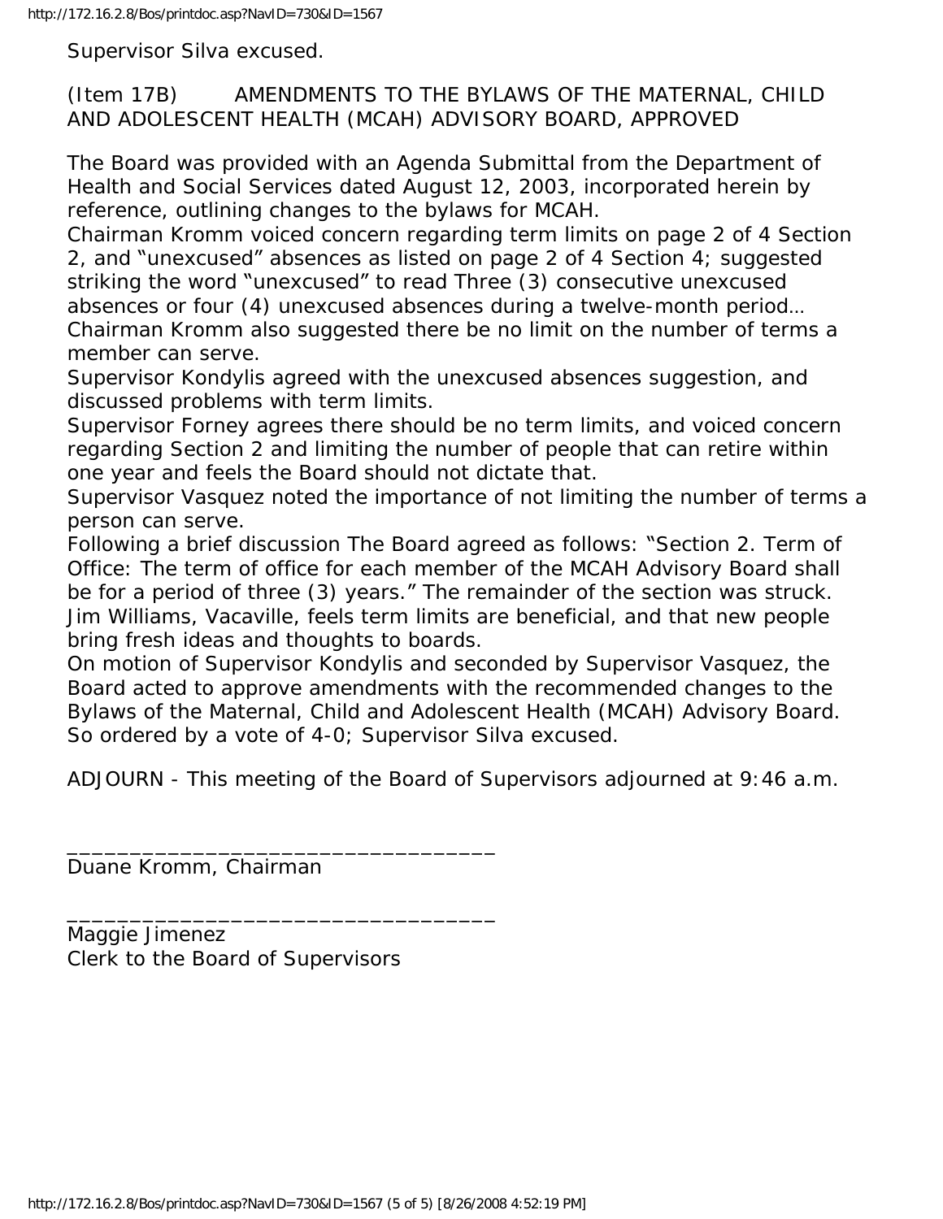Supervisor Silva excused.

(Item 17B) AMENDMENTS TO THE BYLAWS OF THE MATERNAL, CHILD AND ADOLESCENT HEALTH (MCAH) ADVISORY BOARD, APPROVED

The Board was provided with an Agenda Submittal from the Department of Health and Social Services dated August 12, 2003, incorporated herein by reference, outlining changes to the bylaws for MCAH.

Chairman Kromm voiced concern regarding term limits on page 2 of 4 Section 2, and "unexcused" absences as listed on page 2 of 4 Section 4; suggested striking the word "unexcused" to read Three (3) consecutive unexcused absences or four (4) unexcused absences during a twelve-month period… Chairman Kromm also suggested there be no limit on the number of terms a member can serve.

Supervisor Kondylis agreed with the unexcused absences suggestion, and discussed problems with term limits.

Supervisor Forney agrees there should be no term limits, and voiced concern regarding Section 2 and limiting the number of people that can retire within one year and feels the Board should not dictate that.

Supervisor Vasquez noted the importance of not limiting the number of terms a person can serve.

Following a brief discussion The Board agreed as follows: "Section 2. Term of Office: The term of office for each member of the MCAH Advisory Board shall be for a period of three (3) years." The remainder of the section was struck.

Jim Williams, Vacaville, feels term limits are beneficial, and that new people bring fresh ideas and thoughts to boards.

On motion of Supervisor Kondylis and seconded by Supervisor Vasquez, the Board acted to approve amendments with the recommended changes to the Bylaws of the Maternal, Child and Adolescent Health (MCAH) Advisory Board. So ordered by a vote of 4-0; Supervisor Silva excused.

ADJOURN - This meeting of the Board of Supervisors adjourned at 9:46 a.m.

_________________________________
Duane Kromm, Chairman

_________________________________
Maggie Jimenez
Clerk to the Board of Supervisors